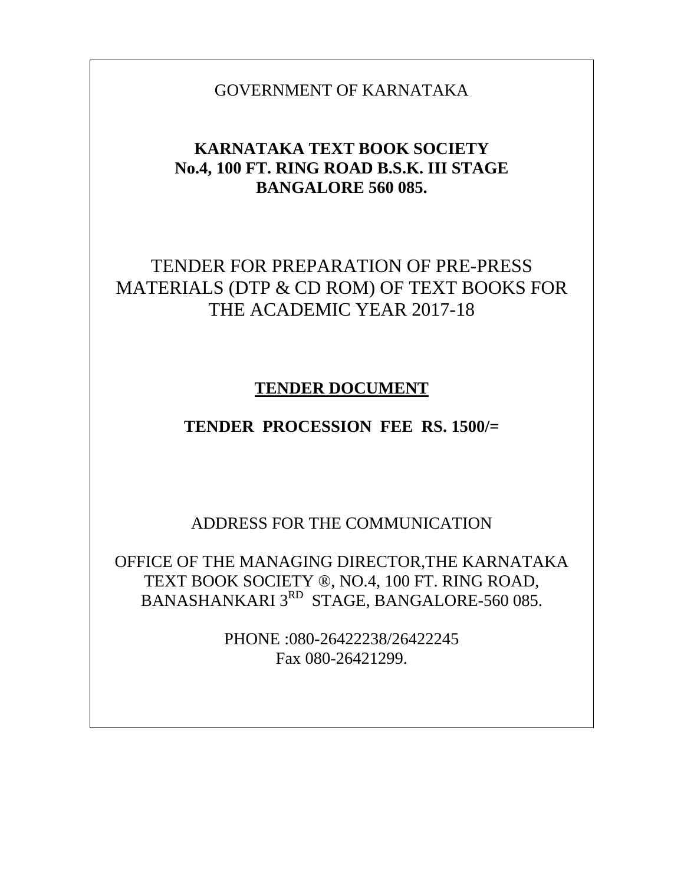GOVERNMENT OF KARNATAKA

**KARNATAKA TEXT BOOK SOCIETY**
**No.4, 100 FT. RING ROAD B.S.K. III STAGE**
**BANGALORE 560 085.**

# TENDER FOR PREPARATION OF PRE-PRESS MATERIALS (DTP & CD ROM) OF TEXT BOOKS FOR THE ACADEMIC YEAR 2017-18

## <u>TENDER DOCUMENT</u>

**TENDER PROCESSION FEE RS. 1500/=**

ADDRESS FOR THE COMMUNICATION

OFFICE OF THE MANAGING DIRECTOR,THE KARNATAKA TEXT BOOK SOCIETY ®, NO.4, 100 FT. RING ROAD, BANASHANKARI 3RD STAGE, BANGALORE-560 085.

PHONE :080-26422238/26422245
Fax 080-26421299.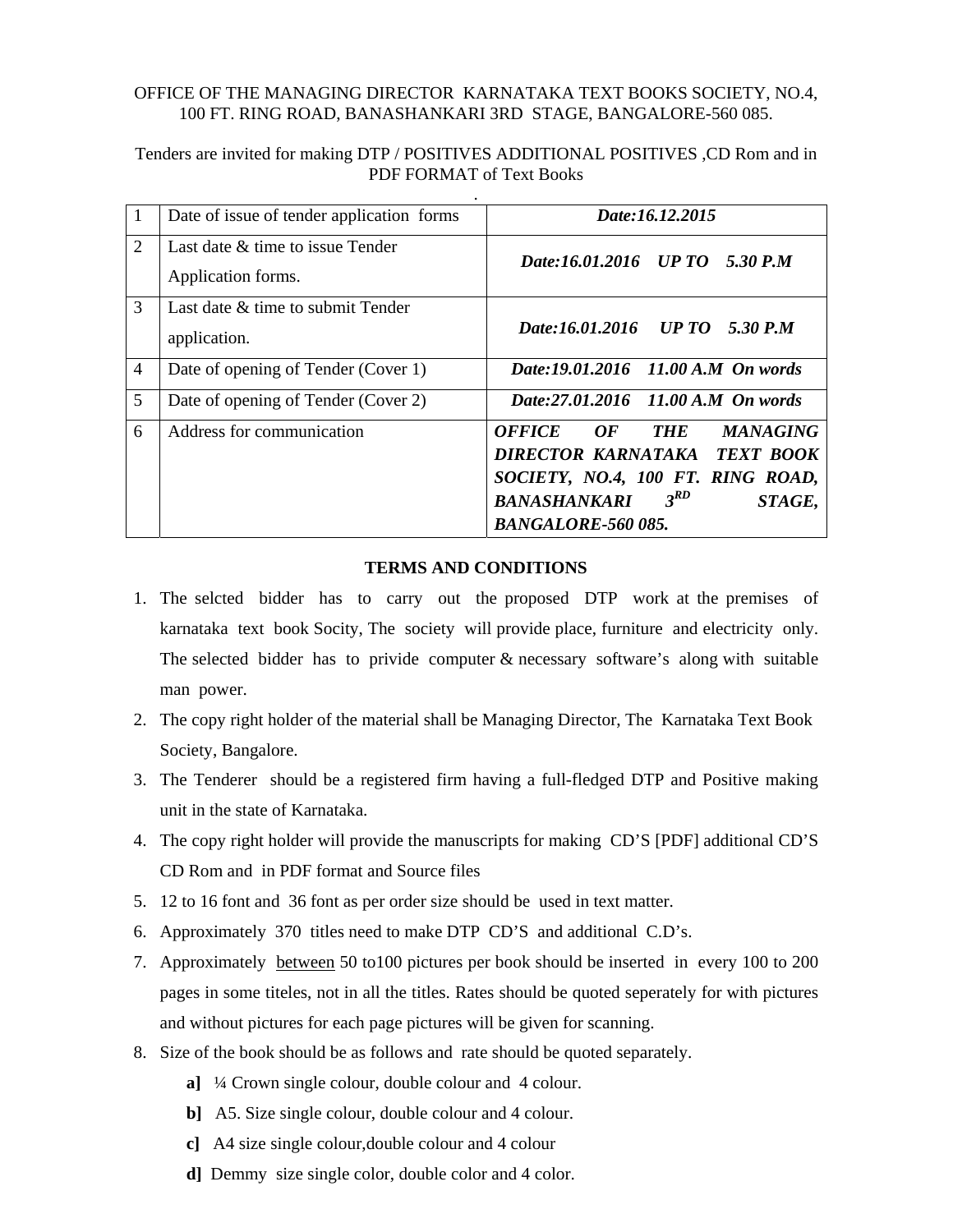OFFICE OF THE MANAGING DIRECTOR KARNATAKA TEXT BOOKS SOCIETY, NO.4, 100 FT. RING ROAD, BANASHANKARI 3RD STAGE, BANGALORE-560 085.

Tenders are invited for making DTP / POSITIVES ADDITIONAL POSITIVES ,CD Rom and in PDF FORMAT of Text Books

.

| | | |
|---|---|---|
| 1 | Date of issue of tender application forms | ***Date:16.12.2015*** |
| 2 | Last date & time to issue Tender Application forms. | ***Date:16.01.2016 UP TO 5.30 P.M*** |
| 3 | Last date & time to submit Tender application. | ***Date:16.01.2016 UP TO 5.30 P.M*** |
| 4 | Date of opening of Tender (Cover 1) | ***Date:19.01.2016 11.00 A.M On words*** |
| 5 | Date of opening of Tender (Cover 2) | ***Date:27.01.2016 11.00 A.M On words*** |
| 6 | Address for communication | ***OFFICE OF THE MANAGING DIRECTOR KARNATAKA TEXT BOOK SOCIETY, NO.4, 100 FT. RING ROAD, BANASHANKARI 3RD STAGE, BANGALORE-560 085.*** |

## TERMS AND CONDITIONS

1. The selcted bidder has to carry out the proposed DTP work at the premises of karnataka text book Socity, The society will provide place, furniture and electricity only. The selected bidder has to privide computer & necessary software's along with suitable man power.
2. The copy right holder of the material shall be Managing Director, The Karnataka Text Book Society, Bangalore.
3. The Tenderer should be a registered firm having a full-fledged DTP and Positive making unit in the state of Karnataka.
4. The copy right holder will provide the manuscripts for making CD'S [PDF] additional CD'S CD Rom and in PDF format and Source files
5. 12 to 16 font and 36 font as per order size should be used in text matter.
6. Approximately 370 titles need to make DTP CD'S and additional C.D's.
7. Approximately <u>between</u> 50 to100 pictures per book should be inserted in every 100 to 200 pages in some titeles, not in all the titles. Rates should be quoted seperately for with pictures and without pictures for each page pictures will be given for scanning.
8. Size of the book should be as follows and rate should be quoted separately.
   - **a]** ¼ Crown single colour, double colour and 4 colour.
   - **b]** A5. Size single colour, double colour and 4 colour.
   - **c]** A4 size single colour,double colour and 4 colour
   - **d]** Demmy size single color, double color and 4 color.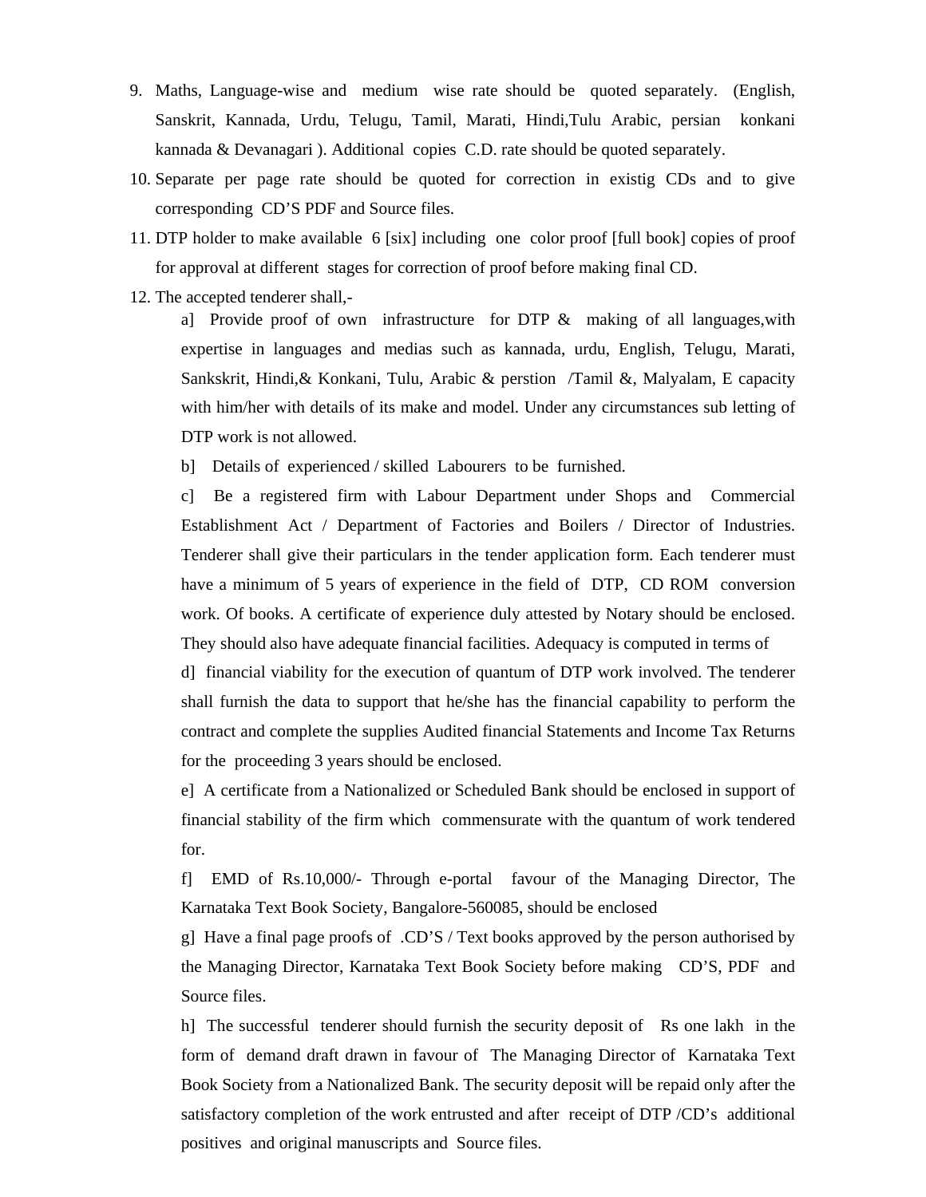9. Maths, Language-wise and medium wise rate should be quoted separately. (English, Sanskrit, Kannada, Urdu, Telugu, Tamil, Marati, Hindi,Tulu Arabic, persian konkani kannada & Devanagari ). Additional copies C.D. rate should be quoted separately.
10. Separate per page rate should be quoted for correction in existig CDs and to give corresponding CD'S PDF and Source files.
11. DTP holder to make available 6 [six] including one color proof [full book] copies of proof for approval at different stages for correction of proof before making final CD.
12. The accepted tenderer shall,-

    a] Provide proof of own infrastructure for DTP & making of all languages,with expertise in languages and medias such as kannada, urdu, English, Telugu, Marati, Sankskrit, Hindi,& Konkani, Tulu, Arabic & perstion /Tamil &, Malyalam, E capacity with him/her with details of its make and model. Under any circumstances sub letting of DTP work is not allowed.

    b] Details of experienced / skilled Labourers to be furnished.

    c] Be a registered firm with Labour Department under Shops and Commercial Establishment Act / Department of Factories and Boilers / Director of Industries. Tenderer shall give their particulars in the tender application form. Each tenderer must have a minimum of 5 years of experience in the field of DTP, CD ROM conversion work. Of books. A certificate of experience duly attested by Notary should be enclosed. They should also have adequate financial facilities. Adequacy is computed in terms of

    d] financial viability for the execution of quantum of DTP work involved. The tenderer shall furnish the data to support that he/she has the financial capability to perform the contract and complete the supplies Audited financial Statements and Income Tax Returns for the proceeding 3 years should be enclosed.

    e] A certificate from a Nationalized or Scheduled Bank should be enclosed in support of financial stability of the firm which commensurate with the quantum of work tendered for.

    f] EMD of Rs.10,000/- Through e-portal favour of the Managing Director, The Karnataka Text Book Society, Bangalore-560085, should be enclosed

    g] Have a final page proofs of .CD'S / Text books approved by the person authorised by the Managing Director, Karnataka Text Book Society before making CD'S, PDF and Source files.

    h] The successful tenderer should furnish the security deposit of Rs one lakh in the form of demand draft drawn in favour of The Managing Director of Karnataka Text Book Society from a Nationalized Bank. The security deposit will be repaid only after the satisfactory completion of the work entrusted and after receipt of DTP /CD's additional positives and original manuscripts and Source files.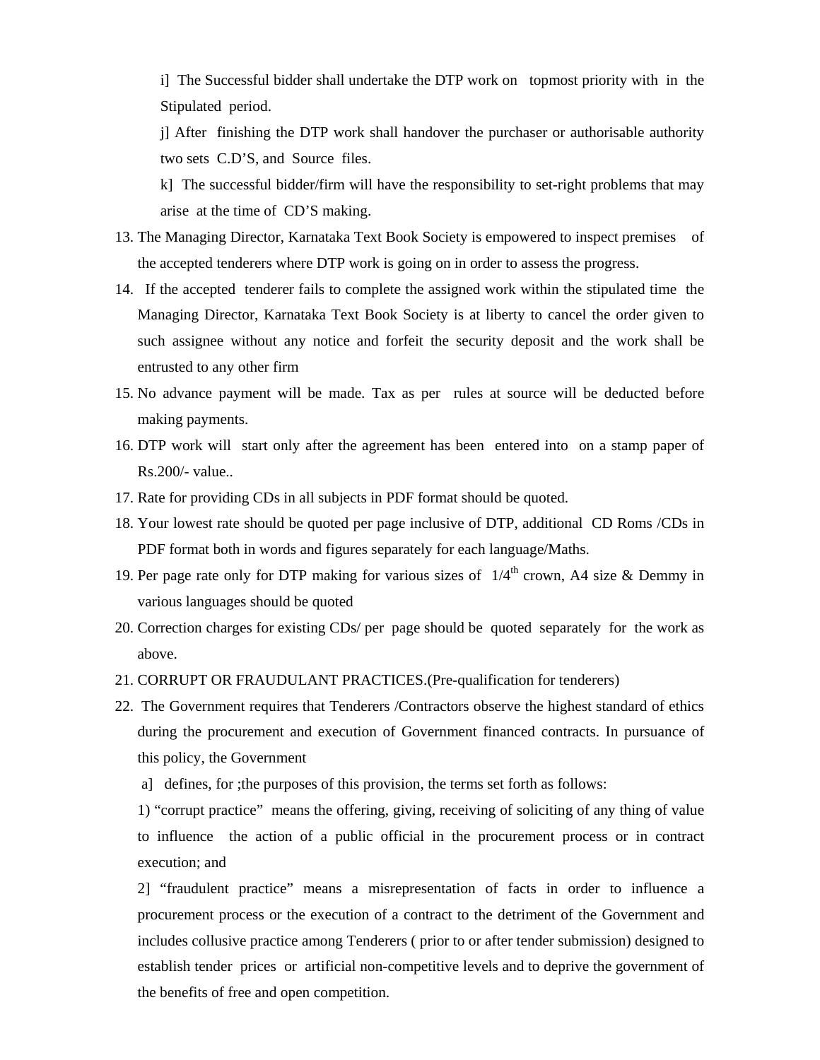i]  The Successful bidder shall undertake the DTP work on  topmost priority with in the Stipulated period.

j] After finishing the DTP work shall handover the purchaser or authorisable authority two sets C.D'S, and Source files.

k] The successful bidder/firm will have the responsibility to set-right problems that may arise at the time of CD'S making.

13. The Managing Director, Karnataka Text Book Society is empowered to inspect premises of the accepted tenderers where DTP work is going on in order to assess the progress.
14. If the accepted tenderer fails to complete the assigned work within the stipulated time the Managing Director, Karnataka Text Book Society is at liberty to cancel the order given to such assignee without any notice and forfeit the security deposit and the work shall be entrusted to any other firm
15. No advance payment will be made. Tax as per rules at source will be deducted before making payments.
16. DTP work will start only after the agreement has been entered into on a stamp paper of Rs.200/- value..
17. Rate for providing CDs in all subjects in PDF format should be quoted.
18. Your lowest rate should be quoted per page inclusive of DTP, additional CD Roms /CDs in PDF format both in words and figures separately for each language/Maths.
19. Per page rate only for DTP making for various sizes of $1/4^{th}$ crown, A4 size & Demmy in various languages should be quoted
20. Correction charges for existing CDs/ per page should be quoted separately for the work as above.
21. CORRUPT OR FRAUDULANT PRACTICES.(Pre-qualification for tenderers)
22. The Government requires that Tenderers /Contractors observe the highest standard of ethics during the procurement and execution of Government financed contracts. In pursuance of this policy, the Government

    a] defines, for ;the purposes of this provision, the terms set forth as follows:

    1) "corrupt practice" means the offering, giving, receiving of soliciting of any thing of value to influence the action of a public official in the procurement process or in contract execution; and

    2] "fraudulent practice" means a misrepresentation of facts in order to influence a procurement process or the execution of a contract to the detriment of the Government and includes collusive practice among Tenderers ( prior to or after tender submission) designed to establish tender prices or artificial non-competitive levels and to deprive the government of the benefits of free and open competition.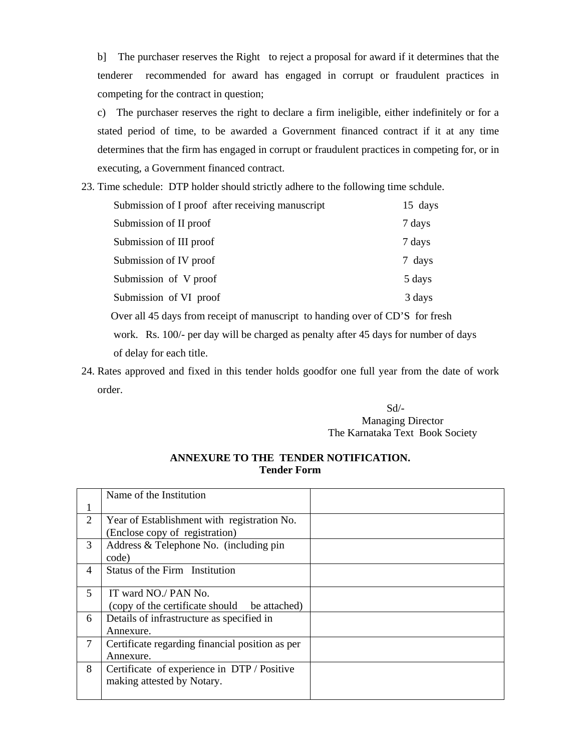b] The purchaser reserves the Right to reject a proposal for award if it determines that the tenderer recommended for award has engaged in corrupt or fraudulent practices in competing for the contract in question;

c) The purchaser reserves the right to declare a firm ineligible, either indefinitely or for a stated period of time, to be awarded a Government financed contract if it at any time determines that the firm has engaged in corrupt or fraudulent practices in competing for, or in executing, a Government financed contract.

23. Time schedule: DTP holder should strictly adhere to the following time schdule.

| | |
|---|---|
| Submission of I proof after receiving manuscript | 15 days |
| Submission of II proof | 7 days |
| Submission of III proof | 7 days |
| Submission of IV proof | 7 days |
| Submission of V proof | 5 days |
| Submission of VI proof | 3 days |

Over all 45 days from receipt of manuscript to handing over of CD'S for fresh work. Rs. 100/- per day will be charged as penalty after 45 days for number of days of delay for each title.

24. Rates approved and fixed in this tender holds goodfor one full year from the date of work order.

Sd/-
Managing Director
The Karnataka Text Book Society

**ANNEXURE TO THE TENDER NOTIFICATION.**
**Tender Form**

| | | |
|---|---|---|
| 1 | Name of the Institution | |
| 2 | Year of Establishment with registration No. (Enclose copy of registration) | |
| 3 | Address & Telephone No. (including pin code) | |
| 4 | Status of the Firm Institution | |
| 5 | IT ward NO./ PAN No. (copy of the certificate should be attached) | |
| 6 | Details of infrastructure as specified in Annexure. | |
| 7 | Certificate regarding financial position as per Annexure. | |
| 8 | Certificate of experience in DTP / Positive making attested by Notary. | |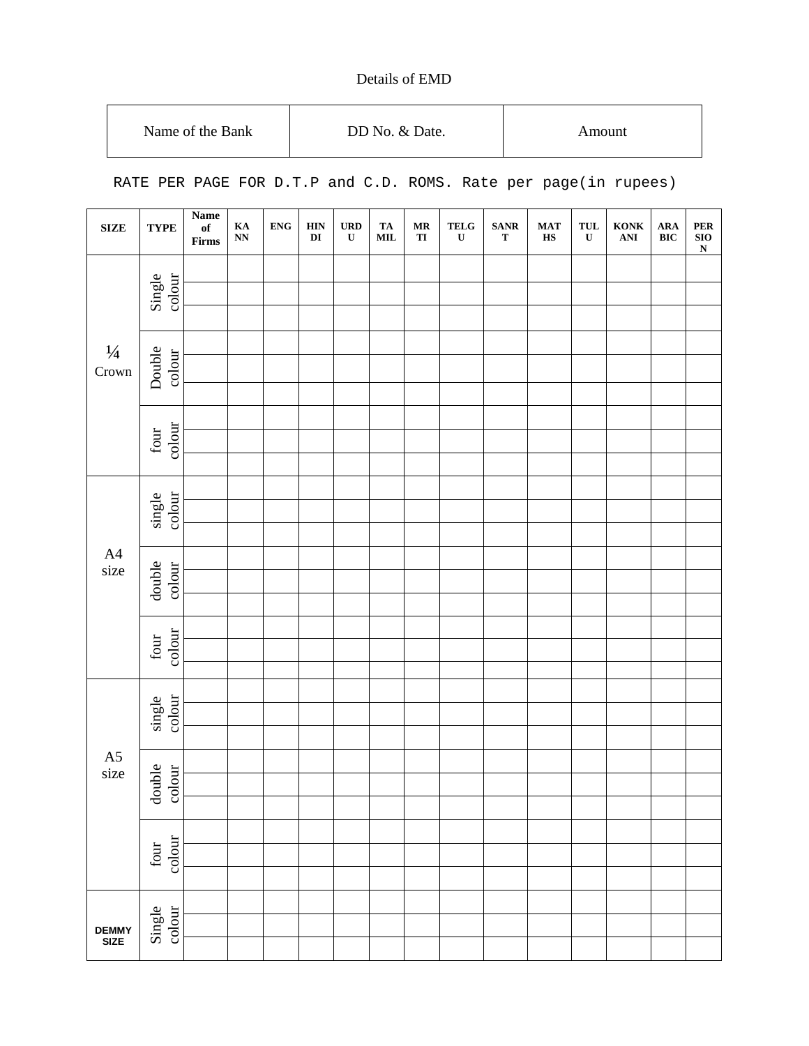Details of EMD

| Name of the Bank | DD No. & Date. | Amount |
|---|---|---|
| | | |

RATE PER PAGE FOR D.T.P and C.D. ROMS. Rate per page(in rupees)

| SIZE | TYPE | Name of Firms | KANN | ENG | HINDI | URDU | TAMIL | MRTI | TELGU | SANRT | MATHS | TULU | KONKANI | ARABIC | PERSION |
|---|---|---|---|---|---|---|---|---|---|---|---|---|---|---|---|
| ¼ Crown | Single colour | | | | | | | | | | | | | | |
| | | | | | | | | | | | | | | | |
| | | | | | | | | | | | | | | | |
| | Double colour | | | | | | | | | | | | | | |
| | | | | | | | | | | | | | | | |
| | | | | | | | | | | | | | | | |
| | four colour | | | | | | | | | | | | | | |
| | | | | | | | | | | | | | | | |
| | | | | | | | | | | | | | | | |
| A4 size | single colour | | | | | | | | | | | | | | |
| | | | | | | | | | | | | | | | |
| | | | | | | | | | | | | | | | |
| | double colour | | | | | | | | | | | | | | |
| | | | | | | | | | | | | | | | |
| | | | | | | | | | | | | | | | |
| | four colour | | | | | | | | | | | | | | |
| | | | | | | | | | | | | | | | |
| | | | | | | | | | | | | | | | |
| A5 size | single colour | | | | | | | | | | | | | | |
| | | | | | | | | | | | | | | | |
| | | | | | | | | | | | | | | | |
| | double colour | | | | | | | | | | | | | | |
| | | | | | | | | | | | | | | | |
| | | | | | | | | | | | | | | | |
| | four colour | | | | | | | | | | | | | | |
| | | | | | | | | | | | | | | | |
| | | | | | | | | | | | | | | | |
| DEMMY SIZE | Single colour | | | | | | | | | | | | | | |
| | | | | | | | | | | | | | | | |
| | | | | | | | | | | | | | | | |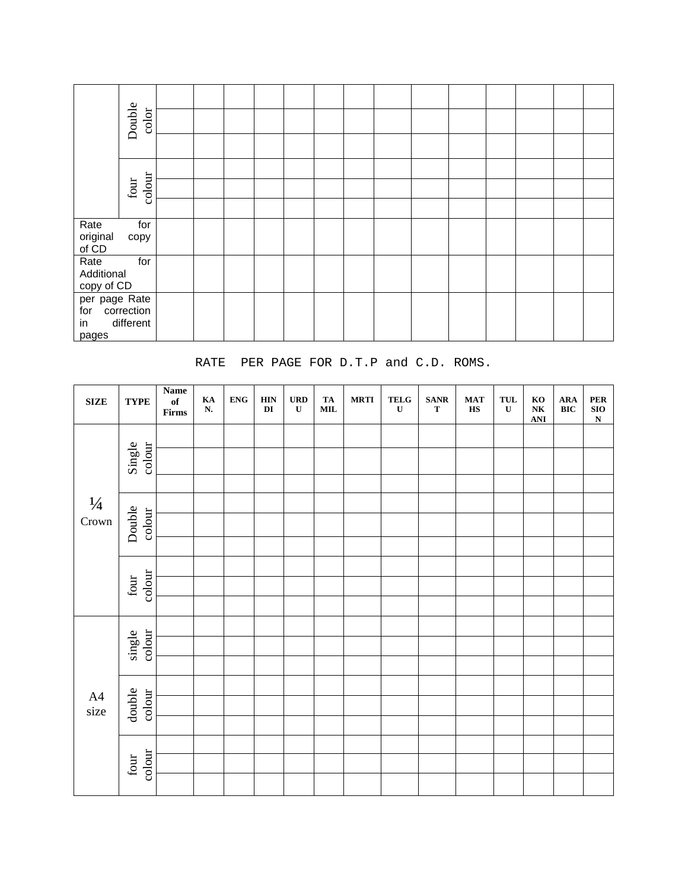| | | | | | | | | | | | | | | | | |
|---|---|---|---|---|---|---|---|---|---|---|---|---|---|---|---|---|
| | Double color | | | | | | | | | | | | | | | |
| | | | | | | | | | | | | | | | | |
| | | | | | | | | | | | | | | | | |
| | four colour | | | | | | | | | | | | | | | |
| | | | | | | | | | | | | | | | | |
| | | | | | | | | | | | | | | | | |
| Rate for original copy of CD | | | | | | | | | | | | | | | | |
| Rate for Additional copy of CD | | | | | | | | | | | | | | | | |
| per page Rate for correction in different pages | | | | | | | | | | | | | | | | |

RATE PER PAGE FOR D.T.P and C.D. ROMS.

| SIZE | TYPE | Name of Firms | KAN. | ENG | HINDI | URDU | TAMIL | MRTI | TELGU | SANRT | MATHS | TULU | KONKANI | ARABIC | PERSION |
|---|---|---|---|---|---|---|---|---|---|---|---|---|---|---|---|
| ¼ Crown | Single colour | | | | | | | | | | | | | | |
| | | | | | | | | | | | | | | | |
| | | | | | | | | | | | | | | | |
| | Double colour | | | | | | | | | | | | | | |
| | | | | | | | | | | | | | | | |
| | | | | | | | | | | | | | | | |
| | four colour | | | | | | | | | | | | | | |
| | | | | | | | | | | | | | | | |
| | | | | | | | | | | | | | | | |
| A4 size | single colour | | | | | | | | | | | | | | |
| | | | | | | | | | | | | | | | |
| | | | | | | | | | | | | | | | |
| | double colour | | | | | | | | | | | | | | |
| | | | | | | | | | | | | | | | |
| | | | | | | | | | | | | | | | |
| | four colour | | | | | | | | | | | | | | |
| | | | | | | | | | | | | | | | |
| | | | | | | | | | | | | | | | |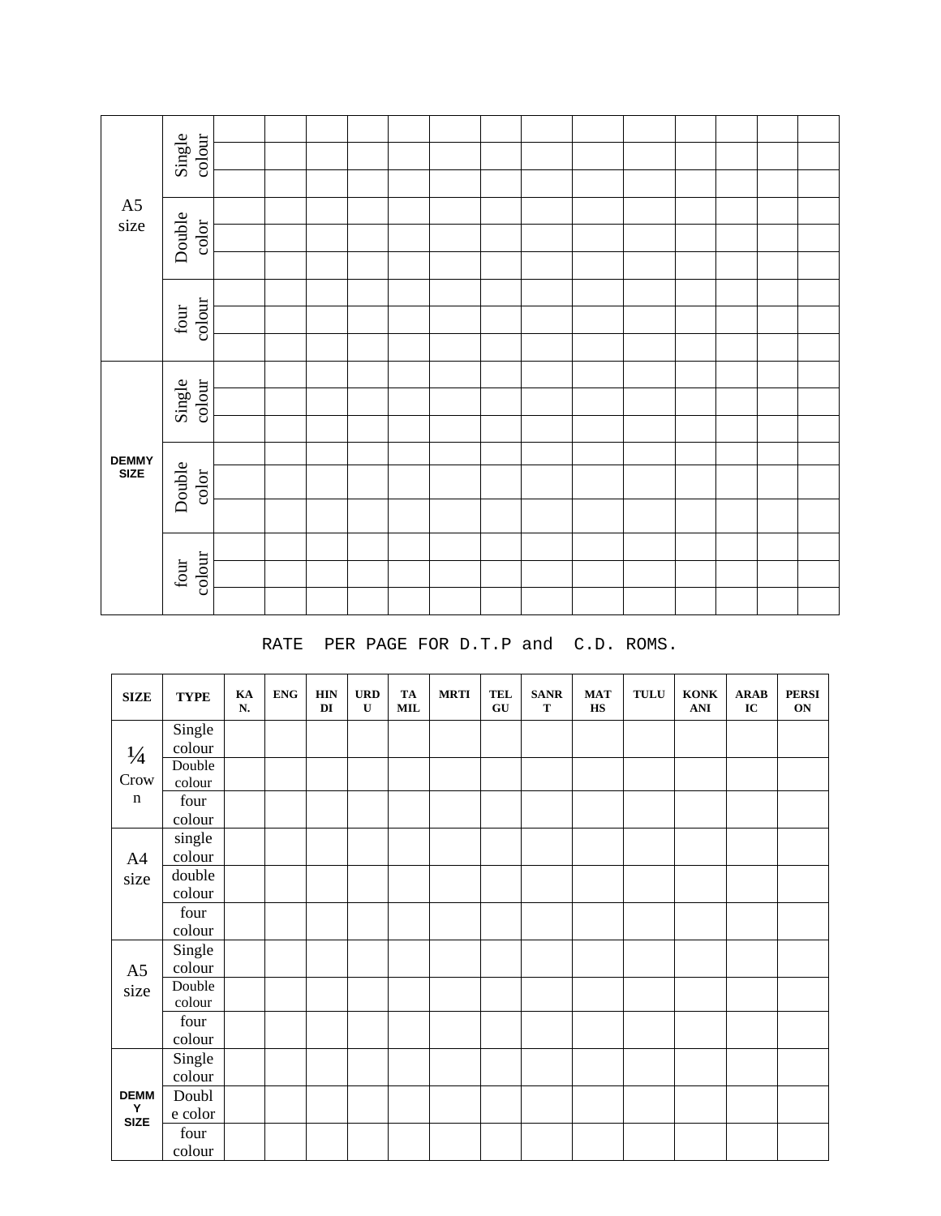| | | | | | | | | | | | | | | | |
|---|---|---|---|---|---|---|---|---|---|---|---|---|---|---|---|
| A5 size | Single colour | | | | | | | | | | | | | | |
| | | | | | | | | | | | | | | | |
| | | | | | | | | | | | | | | | |
| | Double color | | | | | | | | | | | | | | |
| | | | | | | | | | | | | | | | |
| | | | | | | | | | | | | | | | |
| | four colour | | | | | | | | | | | | | | |
| | | | | | | | | | | | | | | | |
| | | | | | | | | | | | | | | | |
| DEMMY SIZE | Single colour | | | | | | | | | | | | | | |
| | | | | | | | | | | | | | | | |
| | | | | | | | | | | | | | | | |
| | Double color | | | | | | | | | | | | | | |
| | | | | | | | | | | | | | | | |
| | | | | | | | | | | | | | | | |
| | four colour | | | | | | | | | | | | | | |
| | | | | | | | | | | | | | | | |
| | | | | | | | | | | | | | | | |

RATE PER PAGE FOR D.T.P and C.D. ROMS.

| SIZE | TYPE | KAN. | ENG | HINDI | URDU | TAMIL | MRTI | TELGU | SANRT | MATHS | TULU | KONKANI | ARABIC | PERSION |
|---|---|---|---|---|---|---|---|---|---|---|---|---|---|---|
| ¼ Crown | Single colour | | | | | | | | | | | | | |
| | Double colour | | | | | | | | | | | | | |
| | four colour | | | | | | | | | | | | | |
| A4 size | single colour | | | | | | | | | | | | | |
| | double colour | | | | | | | | | | | | | |
| | four colour | | | | | | | | | | | | | |
| A5 size | Single colour | | | | | | | | | | | | | |
| | Double colour | | | | | | | | | | | | | |
| | four colour | | | | | | | | | | | | | |
| DEMMY SIZE | Single colour | | | | | | | | | | | | | |
| | Double color | | | | | | | | | | | | | |
| | four colour | | | | | | | | | | | | | |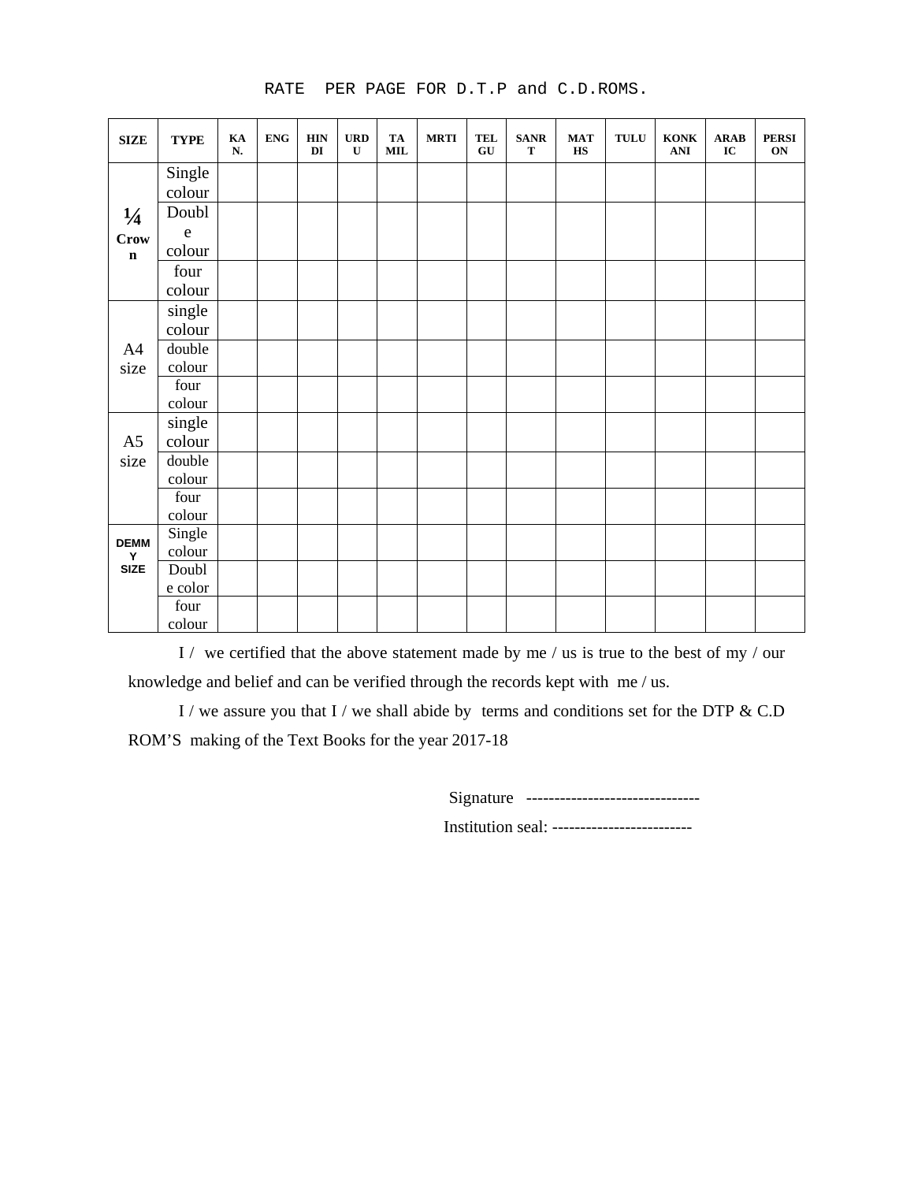RATE PER PAGE FOR D.T.P and C.D.ROMS.

| SIZE | TYPE | KAN. | ENG | HINDI | URDU | TAMIL | MRTI | TELGU | SANRT | MATHS | TULU | KONKANI | ARABIC | PERSION |
|---|---|---|---|---|---|---|---|---|---|---|---|---|---|---|
| ¼ Crown | Single colour | | | | | | | | | | | | | |
| | Double colour | | | | | | | | | | | | | |
| | four colour | | | | | | | | | | | | | |
| A4 size | single colour | | | | | | | | | | | | | |
| | double colour | | | | | | | | | | | | | |
| | four colour | | | | | | | | | | | | | |
| A5 size | single colour | | | | | | | | | | | | | |
| | double colour | | | | | | | | | | | | | |
| | four colour | | | | | | | | | | | | | |
| DEMMY SIZE | Single colour | | | | | | | | | | | | | |
| | Double color | | | | | | | | | | | | | |
| | four colour | | | | | | | | | | | | | |

I / we certified that the above statement made by me / us is true to the best of my / our knowledge and belief and can be verified through the records kept with me / us.

I / we assure you that I / we shall abide by terms and conditions set for the DTP & C.D ROM'S making of the Text Books for the year 2017-18

Signature -------------------------------

Institution seal: -------------------------